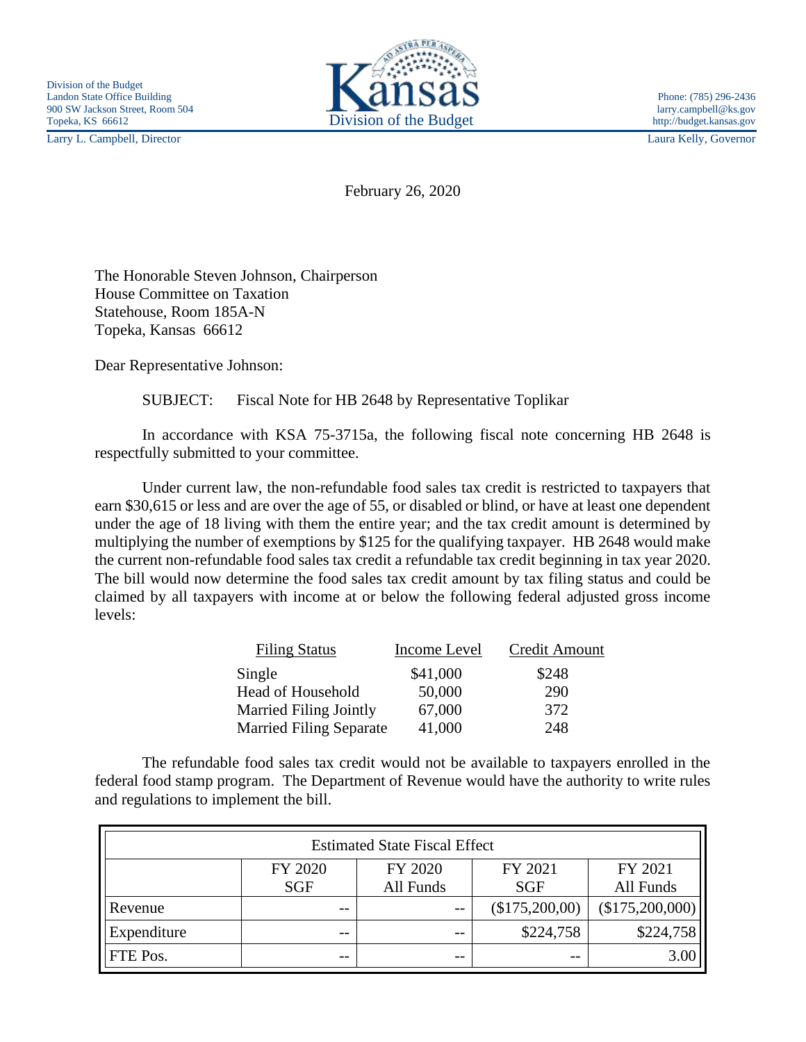Division of the Budget
Landon State Office Building
900 SW Jackson Street, Room 504
Topeka, KS 66612
Larry L. Campbell, Director

Kansas
Division of the Budget

Phone: (785) 296-2436
larry.campbell@ks.gov
http://budget.kansas.gov
Laura Kelly, Governor

February 26, 2020

The Honorable Steven Johnson, Chairperson
House Committee on Taxation
Statehouse, Room 185A-N
Topeka, Kansas 66612

Dear Representative Johnson:

SUBJECT: Fiscal Note for HB 2648 by Representative Toplikar

In accordance with KSA 75-3715a, the following fiscal note concerning HB 2648 is respectfully submitted to your committee.

Under current law, the non-refundable food sales tax credit is restricted to taxpayers that earn $30,615 or less and are over the age of 55, or disabled or blind, or have at least one dependent under the age of 18 living with them the entire year; and the tax credit amount is determined by multiplying the number of exemptions by $125 for the qualifying taxpayer. HB 2648 would make the current non-refundable food sales tax credit a refundable tax credit beginning in tax year 2020. The bill would now determine the food sales tax credit amount by tax filing status and could be claimed by all taxpayers with income at or below the following federal adjusted gross income levels:

| Filing Status | Income Level | Credit Amount |
|---|---|---|
| Single | $41,000 | $248 |
| Head of Household | 50,000 | 290 |
| Married Filing Jointly | 67,000 | 372 |
| Married Filing Separate | 41,000 | 248 |

The refundable food sales tax credit would not be available to taxpayers enrolled in the federal food stamp program. The Department of Revenue would have the authority to write rules and regulations to implement the bill.

| Estimated State Fiscal Effect | | | | |
|---|---|---|---|---|
| | FY 2020 SGF | FY 2020 All Funds | FY 2021 SGF | FY 2021 All Funds |
| Revenue | -- | -- | ($175,200,00) | ($175,200,000) |
| Expenditure | -- | -- | $224,758 | $224,758 |
| FTE Pos. | -- | -- | -- | 3.00 |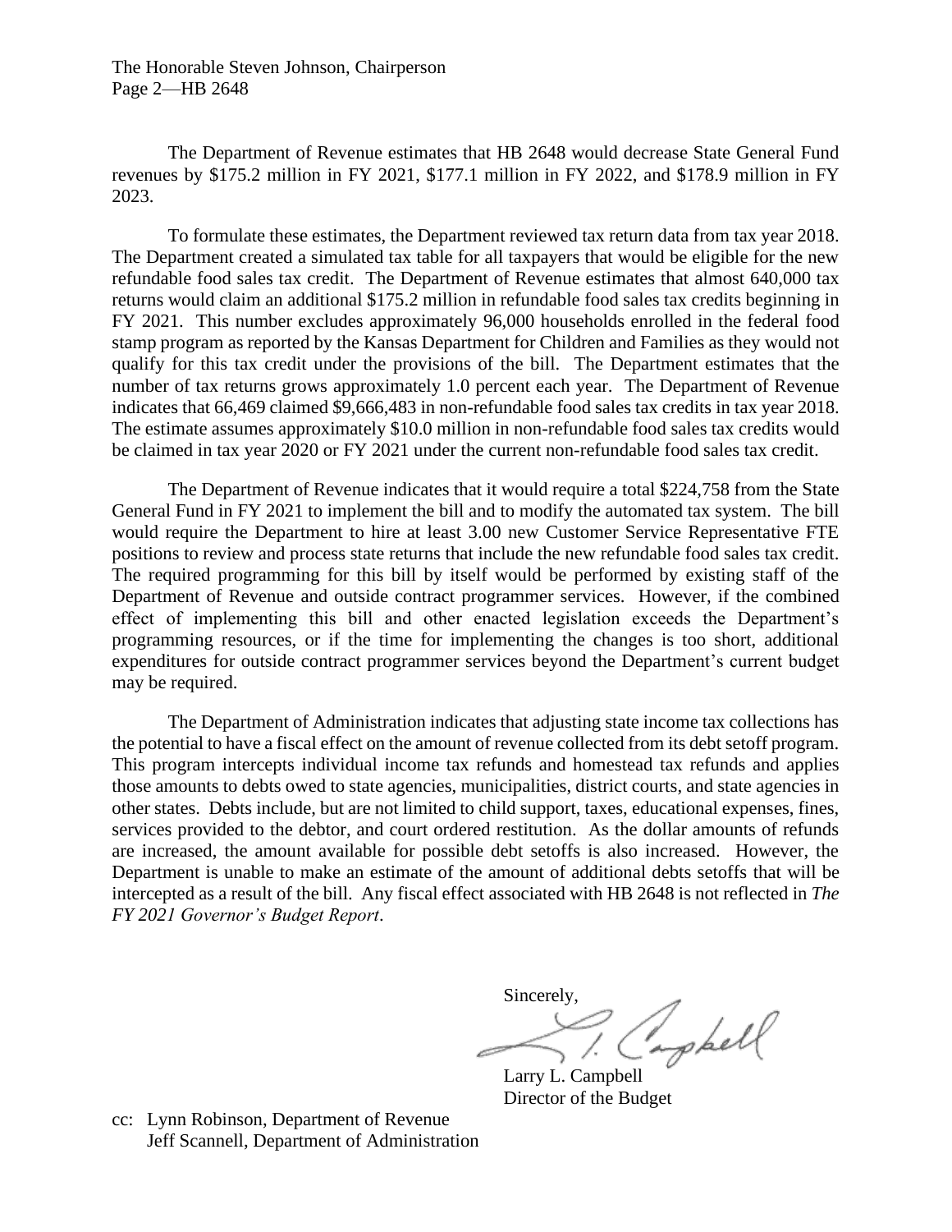The Department of Revenue estimates that HB 2648 would decrease State General Fund revenues by $175.2 million in FY 2021, $177.1 million in FY 2022, and $178.9 million in FY 2023.

To formulate these estimates, the Department reviewed tax return data from tax year 2018. The Department created a simulated tax table for all taxpayers that would be eligible for the new refundable food sales tax credit. The Department of Revenue estimates that almost 640,000 tax returns would claim an additional $175.2 million in refundable food sales tax credits beginning in FY 2021. This number excludes approximately 96,000 households enrolled in the federal food stamp program as reported by the Kansas Department for Children and Families as they would not qualify for this tax credit under the provisions of the bill. The Department estimates that the number of tax returns grows approximately 1.0 percent each year. The Department of Revenue indicates that 66,469 claimed $9,666,483 in non-refundable food sales tax credits in tax year 2018. The estimate assumes approximately $10.0 million in non-refundable food sales tax credits would be claimed in tax year 2020 or FY 2021 under the current non-refundable food sales tax credit.

The Department of Revenue indicates that it would require a total $224,758 from the State General Fund in FY 2021 to implement the bill and to modify the automated tax system. The bill would require the Department to hire at least 3.00 new Customer Service Representative FTE positions to review and process state returns that include the new refundable food sales tax credit. The required programming for this bill by itself would be performed by existing staff of the Department of Revenue and outside contract programmer services. However, if the combined effect of implementing this bill and other enacted legislation exceeds the Department's programming resources, or if the time for implementing the changes is too short, additional expenditures for outside contract programmer services beyond the Department's current budget may be required.

The Department of Administration indicates that adjusting state income tax collections has the potential to have a fiscal effect on the amount of revenue collected from its debt setoff program. This program intercepts individual income tax refunds and homestead tax refunds and applies those amounts to debts owed to state agencies, municipalities, district courts, and state agencies in other states. Debts include, but are not limited to child support, taxes, educational expenses, fines, services provided to the debtor, and court ordered restitution. As the dollar amounts of refunds are increased, the amount available for possible debt setoffs is also increased. However, the Department is unable to make an estimate of the amount of additional debts setoffs that will be intercepted as a result of the bill. Any fiscal effect associated with HB 2648 is not reflected in *The FY 2021 Governor's Budget Report*.

Sincerely,

Larry L. Campbell
Director of the Budget

cc: Lynn Robinson, Department of Revenue
Jeff Scannell, Department of Administration